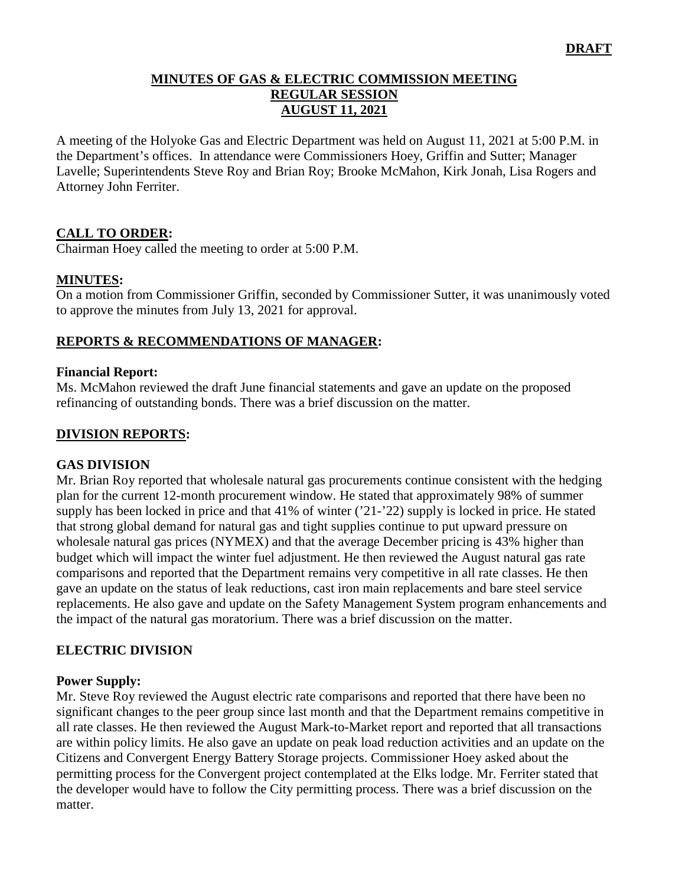**DRAFT**

# MINUTES OF GAS & ELECTRIC COMMISSION MEETING
## REGULAR SESSION
## AUGUST 11, 2021

A meeting of the Holyoke Gas and Electric Department was held on August 11, 2021 at 5:00 P.M. in the Department's offices. In attendance were Commissioners Hoey, Griffin and Sutter; Manager Lavelle; Superintendents Steve Roy and Brian Roy; Brooke McMahon, Kirk Jonah, Lisa Rogers and Attorney John Ferriter.

**CALL TO ORDER:**
Chairman Hoey called the meeting to order at 5:00 P.M.

**MINUTES:**
On a motion from Commissioner Griffin, seconded by Commissioner Sutter, it was unanimously voted to approve the minutes from July 13, 2021 for approval.

**REPORTS & RECOMMENDATIONS OF MANAGER:**

**Financial Report:**
Ms. McMahon reviewed the draft June financial statements and gave an update on the proposed refinancing of outstanding bonds. There was a brief discussion on the matter.

**DIVISION REPORTS:**

**GAS DIVISION**
Mr. Brian Roy reported that wholesale natural gas procurements continue consistent with the hedging plan for the current 12-month procurement window. He stated that approximately 98% of summer supply has been locked in price and that 41% of winter ('21-'22) supply is locked in price. He stated that strong global demand for natural gas and tight supplies continue to put upward pressure on wholesale natural gas prices (NYMEX) and that the average December pricing is 43% higher than budget which will impact the winter fuel adjustment. He then reviewed the August natural gas rate comparisons and reported that the Department remains very competitive in all rate classes. He then gave an update on the status of leak reductions, cast iron main replacements and bare steel service replacements. He also gave and update on the Safety Management System program enhancements and the impact of the natural gas moratorium. There was a brief discussion on the matter.

**ELECTRIC DIVISION**

**Power Supply:**
Mr. Steve Roy reviewed the August electric rate comparisons and reported that there have been no significant changes to the peer group since last month and that the Department remains competitive in all rate classes. He then reviewed the August Mark-to-Market report and reported that all transactions are within policy limits. He also gave an update on peak load reduction activities and an update on the Citizens and Convergent Energy Battery Storage projects. Commissioner Hoey asked about the permitting process for the Convergent project contemplated at the Elks lodge. Mr. Ferriter stated that the developer would have to follow the City permitting process. There was a brief discussion on the matter.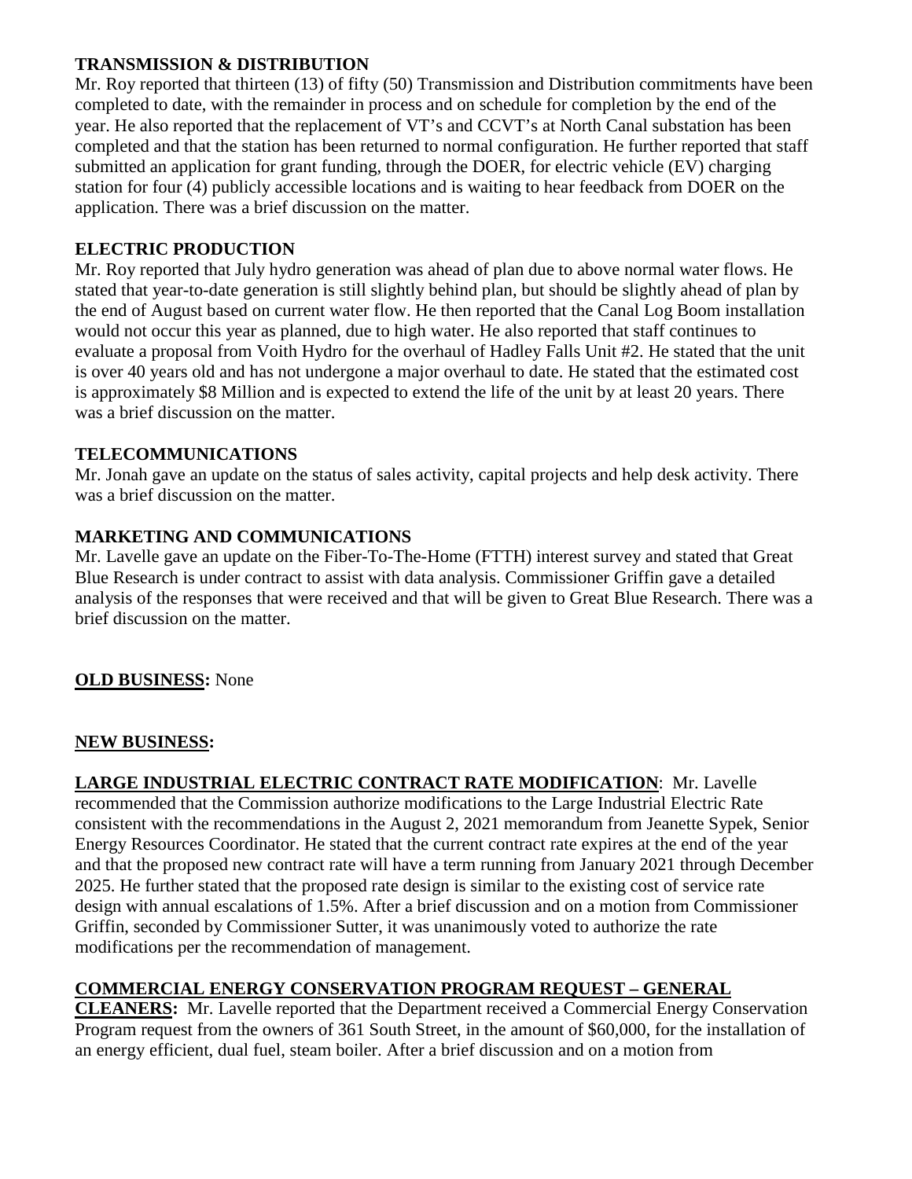**TRANSMISSION & DISTRIBUTION**

Mr. Roy reported that thirteen (13) of fifty (50) Transmission and Distribution commitments have been completed to date, with the remainder in process and on schedule for completion by the end of the year. He also reported that the replacement of VT's and CCVT's at North Canal substation has been completed and that the station has been returned to normal configuration. He further reported that staff submitted an application for grant funding, through the DOER, for electric vehicle (EV) charging station for four (4) publicly accessible locations and is waiting to hear feedback from DOER on the application. There was a brief discussion on the matter.

**ELECTRIC PRODUCTION**

Mr. Roy reported that July hydro generation was ahead of plan due to above normal water flows. He stated that year-to-date generation is still slightly behind plan, but should be slightly ahead of plan by the end of August based on current water flow. He then reported that the Canal Log Boom installation would not occur this year as planned, due to high water. He also reported that staff continues to evaluate a proposal from Voith Hydro for the overhaul of Hadley Falls Unit #2. He stated that the unit is over 40 years old and has not undergone a major overhaul to date. He stated that the estimated cost is approximately $8 Million and is expected to extend the life of the unit by at least 20 years. There was a brief discussion on the matter.

**TELECOMMUNICATIONS**

Mr. Jonah gave an update on the status of sales activity, capital projects and help desk activity. There was a brief discussion on the matter.

**MARKETING AND COMMUNICATIONS**

Mr. Lavelle gave an update on the Fiber-To-The-Home (FTTH) interest survey and stated that Great Blue Research is under contract to assist with data analysis. Commissioner Griffin gave a detailed analysis of the responses that were received and that will be given to Great Blue Research. There was a brief discussion on the matter.

**OLD BUSINESS:** None

**NEW BUSINESS:**

**LARGE INDUSTRIAL ELECTRIC CONTRACT RATE MODIFICATION**: Mr. Lavelle recommended that the Commission authorize modifications to the Large Industrial Electric Rate consistent with the recommendations in the August 2, 2021 memorandum from Jeanette Sypek, Senior Energy Resources Coordinator. He stated that the current contract rate expires at the end of the year and that the proposed new contract rate will have a term running from January 2021 through December 2025. He further stated that the proposed rate design is similar to the existing cost of service rate design with annual escalations of 1.5%. After a brief discussion and on a motion from Commissioner Griffin, seconded by Commissioner Sutter, it was unanimously voted to authorize the rate modifications per the recommendation of management.

**COMMERCIAL ENERGY CONSERVATION PROGRAM REQUEST – GENERAL CLEANERS:** Mr. Lavelle reported that the Department received a Commercial Energy Conservation Program request from the owners of 361 South Street, in the amount of $60,000, for the installation of an energy efficient, dual fuel, steam boiler. After a brief discussion and on a motion from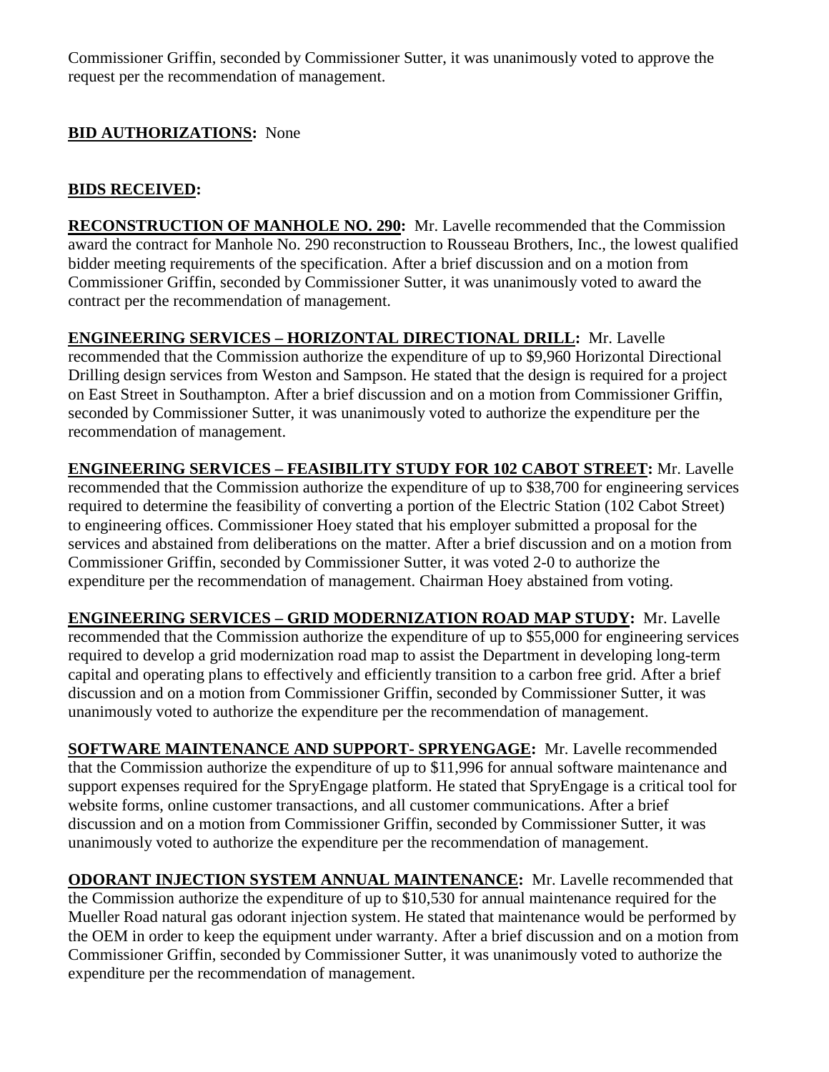Commissioner Griffin, seconded by Commissioner Sutter, it was unanimously voted to approve the request per the recommendation of management.

**BID AUTHORIZATIONS:** None

**BIDS RECEIVED:**

**RECONSTRUCTION OF MANHOLE NO. 290:** Mr. Lavelle recommended that the Commission award the contract for Manhole No. 290 reconstruction to Rousseau Brothers, Inc., the lowest qualified bidder meeting requirements of the specification. After a brief discussion and on a motion from Commissioner Griffin, seconded by Commissioner Sutter, it was unanimously voted to award the contract per the recommendation of management.

**ENGINEERING SERVICES – HORIZONTAL DIRECTIONAL DRILL:** Mr. Lavelle recommended that the Commission authorize the expenditure of up to $9,960 Horizontal Directional Drilling design services from Weston and Sampson. He stated that the design is required for a project on East Street in Southampton. After a brief discussion and on a motion from Commissioner Griffin, seconded by Commissioner Sutter, it was unanimously voted to authorize the expenditure per the recommendation of management.

**ENGINEERING SERVICES – FEASIBILITY STUDY FOR 102 CABOT STREET:** Mr. Lavelle recommended that the Commission authorize the expenditure of up to $38,700 for engineering services required to determine the feasibility of converting a portion of the Electric Station (102 Cabot Street) to engineering offices. Commissioner Hoey stated that his employer submitted a proposal for the services and abstained from deliberations on the matter. After a brief discussion and on a motion from Commissioner Griffin, seconded by Commissioner Sutter, it was voted 2-0 to authorize the expenditure per the recommendation of management. Chairman Hoey abstained from voting.

**ENGINEERING SERVICES – GRID MODERNIZATION ROAD MAP STUDY:** Mr. Lavelle recommended that the Commission authorize the expenditure of up to $55,000 for engineering services required to develop a grid modernization road map to assist the Department in developing long-term capital and operating plans to effectively and efficiently transition to a carbon free grid. After a brief discussion and on a motion from Commissioner Griffin, seconded by Commissioner Sutter, it was unanimously voted to authorize the expenditure per the recommendation of management.

**SOFTWARE MAINTENANCE AND SUPPORT- SPRYENGAGE:** Mr. Lavelle recommended that the Commission authorize the expenditure of up to $11,996 for annual software maintenance and support expenses required for the SpryEngage platform. He stated that SpryEngage is a critical tool for website forms, online customer transactions, and all customer communications. After a brief discussion and on a motion from Commissioner Griffin, seconded by Commissioner Sutter, it was unanimously voted to authorize the expenditure per the recommendation of management.

**ODORANT INJECTION SYSTEM ANNUAL MAINTENANCE:** Mr. Lavelle recommended that the Commission authorize the expenditure of up to $10,530 for annual maintenance required for the Mueller Road natural gas odorant injection system. He stated that maintenance would be performed by the OEM in order to keep the equipment under warranty. After a brief discussion and on a motion from Commissioner Griffin, seconded by Commissioner Sutter, it was unanimously voted to authorize the expenditure per the recommendation of management.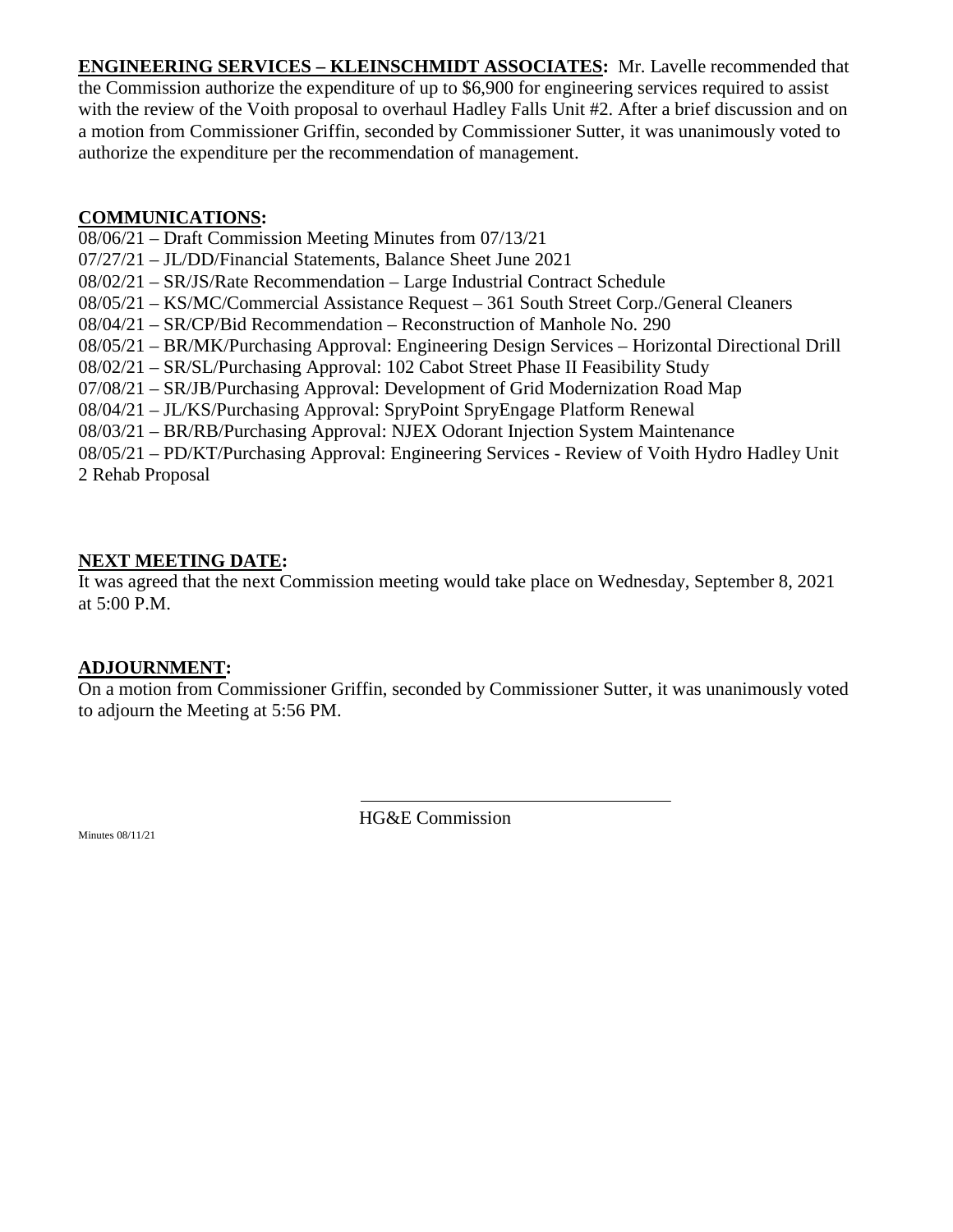**ENGINEERING SERVICES – KLEINSCHMIDT ASSOCIATES:** Mr. Lavelle recommended that the Commission authorize the expenditure of up to $6,900 for engineering services required to assist with the review of the Voith proposal to overhaul Hadley Falls Unit #2. After a brief discussion and on a motion from Commissioner Griffin, seconded by Commissioner Sutter, it was unanimously voted to authorize the expenditure per the recommendation of management.

**COMMUNICATIONS:**

08/06/21 – Draft Commission Meeting Minutes from 07/13/21
07/27/21 – JL/DD/Financial Statements, Balance Sheet June 2021
08/02/21 – SR/JS/Rate Recommendation – Large Industrial Contract Schedule
08/05/21 – KS/MC/Commercial Assistance Request – 361 South Street Corp./General Cleaners
08/04/21 – SR/CP/Bid Recommendation – Reconstruction of Manhole No. 290
08/05/21 – BR/MK/Purchasing Approval: Engineering Design Services – Horizontal Directional Drill
08/02/21 – SR/SL/Purchasing Approval: 102 Cabot Street Phase II Feasibility Study
07/08/21 – SR/JB/Purchasing Approval: Development of Grid Modernization Road Map
08/04/21 – JL/KS/Purchasing Approval: SpryPoint SpryEngage Platform Renewal
08/03/21 – BR/RB/Purchasing Approval: NJEX Odorant Injection System Maintenance
08/05/21 – PD/KT/Purchasing Approval: Engineering Services - Review of Voith Hydro Hadley Unit 2 Rehab Proposal

**NEXT MEETING DATE:**

It was agreed that the next Commission meeting would take place on Wednesday, September 8, 2021 at 5:00 P.M.

**ADJOURNMENT:**

On a motion from Commissioner Griffin, seconded by Commissioner Sutter, it was unanimously voted to adjourn the Meeting at 5:56 PM.

\_\_\_\_\_\_\_\_\_\_\_\_\_\_\_\_\_\_\_\_\_\_\_\_\_\_\_\_\_\_\_\_\_\_\_\_

HG&E Commission

Minutes 08/11/21